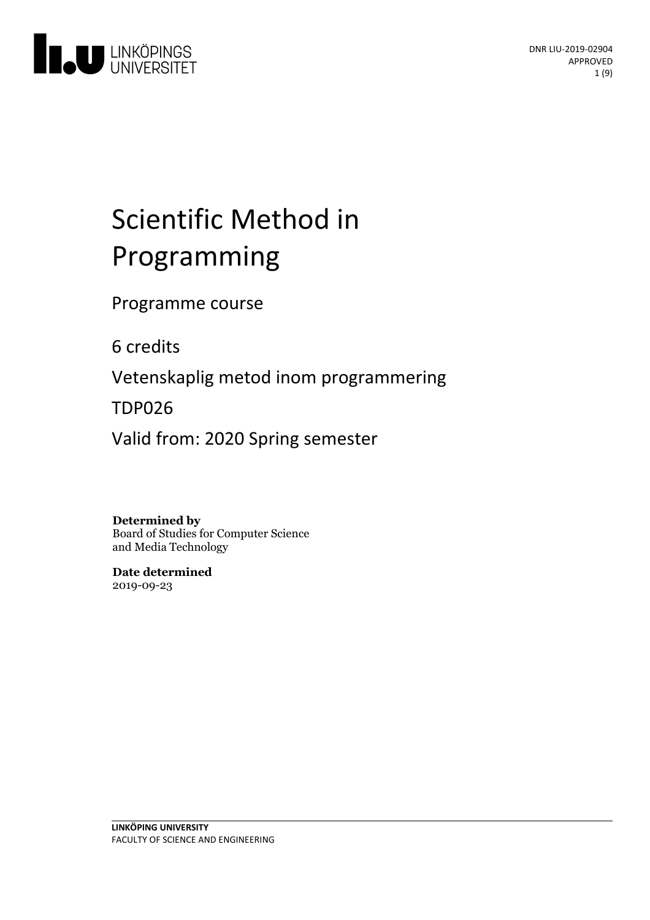DNR LIU-2019-02904
APPROVED

# Scientific Method in Programming

Programme course

6 credits

Vetenskaplig metod inom programmering

TDP026

Valid from: 2020 Spring semester

**Determined by**
Board of Studies for Computer Science and Media Technology

**Date determined**
2019-09-23

**LINKÖPING UNIVERSITY**
FACULTY OF SCIENCE AND ENGINEERING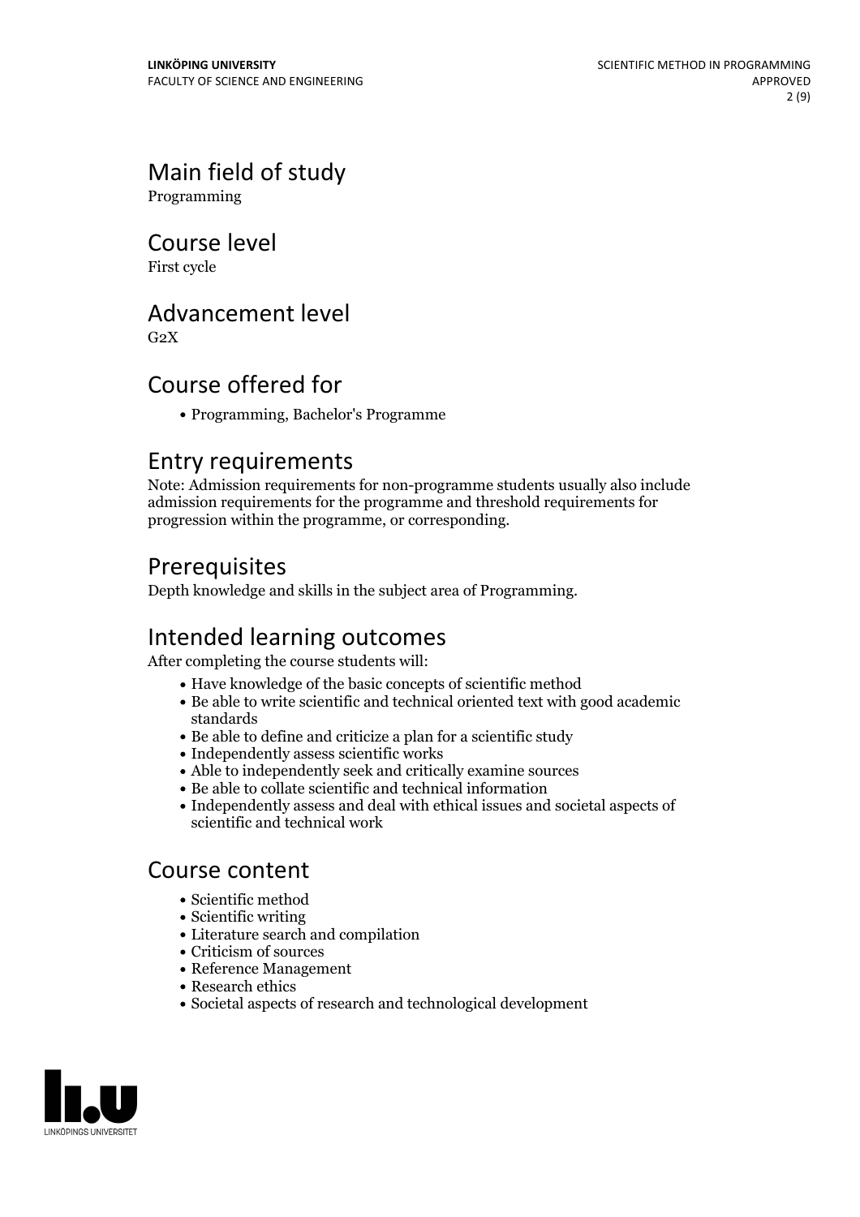## Main field of study

Programming

## Course level

First cycle

## Advancement level

G2X

## Course offered for

- Programming, Bachelor's Programme

## Entry requirements

Note: Admission requirements for non-programme students usually also include admission requirements for the programme and threshold requirements for progression within the programme, or corresponding.

## Prerequisites

Depth knowledge and skills in the subject area of Programming.

## Intended learning outcomes

After completing the course students will:

- Have knowledge of the basic concepts of scientific method
- Be able to write scientific and technical oriented text with good academic standards
- Be able to define and criticize a plan for a scientific study
- Independently assess scientific works
- Able to independently seek and critically examine sources
- Be able to collate scientific and technical information
- Independently assess and deal with ethical issues and societal aspects of scientific and technical work

## Course content

- Scientific method
- Scientific writing
- Literature search and compilation
- Criticism of sources
- Reference Management
- Research ethics
- Societal aspects of research and technological development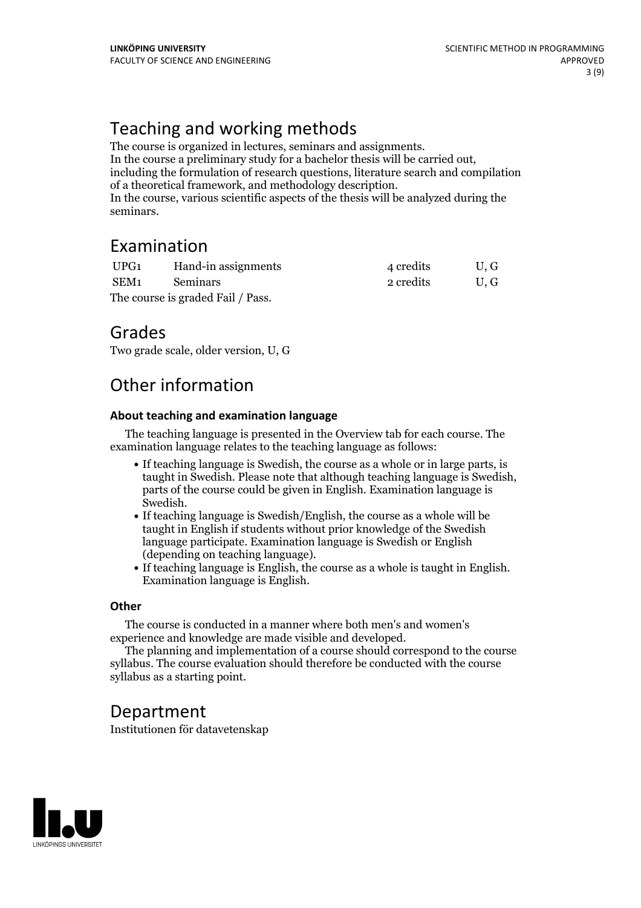# Teaching and working methods

The course is organized in lectures, seminars and assignments.
In the course a preliminary study for a bachelor thesis will be carried out, including the formulation of research questions, literature search and compilation of a theoretical framework, and methodology description.
In the course, various scientific aspects of the thesis will be analyzed during the seminars.

# Examination

| | | | |
|---|---|---|---|
| UPG1 | Hand-in assignments | 4 credits | U, G |
| SEM1 | Seminars | 2 credits | U, G |

The course is graded Fail / Pass.

# Grades

Two grade scale, older version, U, G

# Other information

### About teaching and examination language

The teaching language is presented in the Overview tab for each course. The examination language relates to the teaching language as follows:

- If teaching language is Swedish, the course as a whole or in large parts, is taught in Swedish. Please note that although teaching language is Swedish, parts of the course could be given in English. Examination language is Swedish.
- If teaching language is Swedish/English, the course as a whole will be taught in English if students without prior knowledge of the Swedish language participate. Examination language is Swedish or English (depending on teaching language).
- If teaching language is English, the course as a whole is taught in English. Examination language is English.

### Other

The course is conducted in a manner where both men's and women's experience and knowledge are made visible and developed.

The planning and implementation of a course should correspond to the course syllabus. The course evaluation should therefore be conducted with the course syllabus as a starting point.

# Department

Institutionen för datavetenskap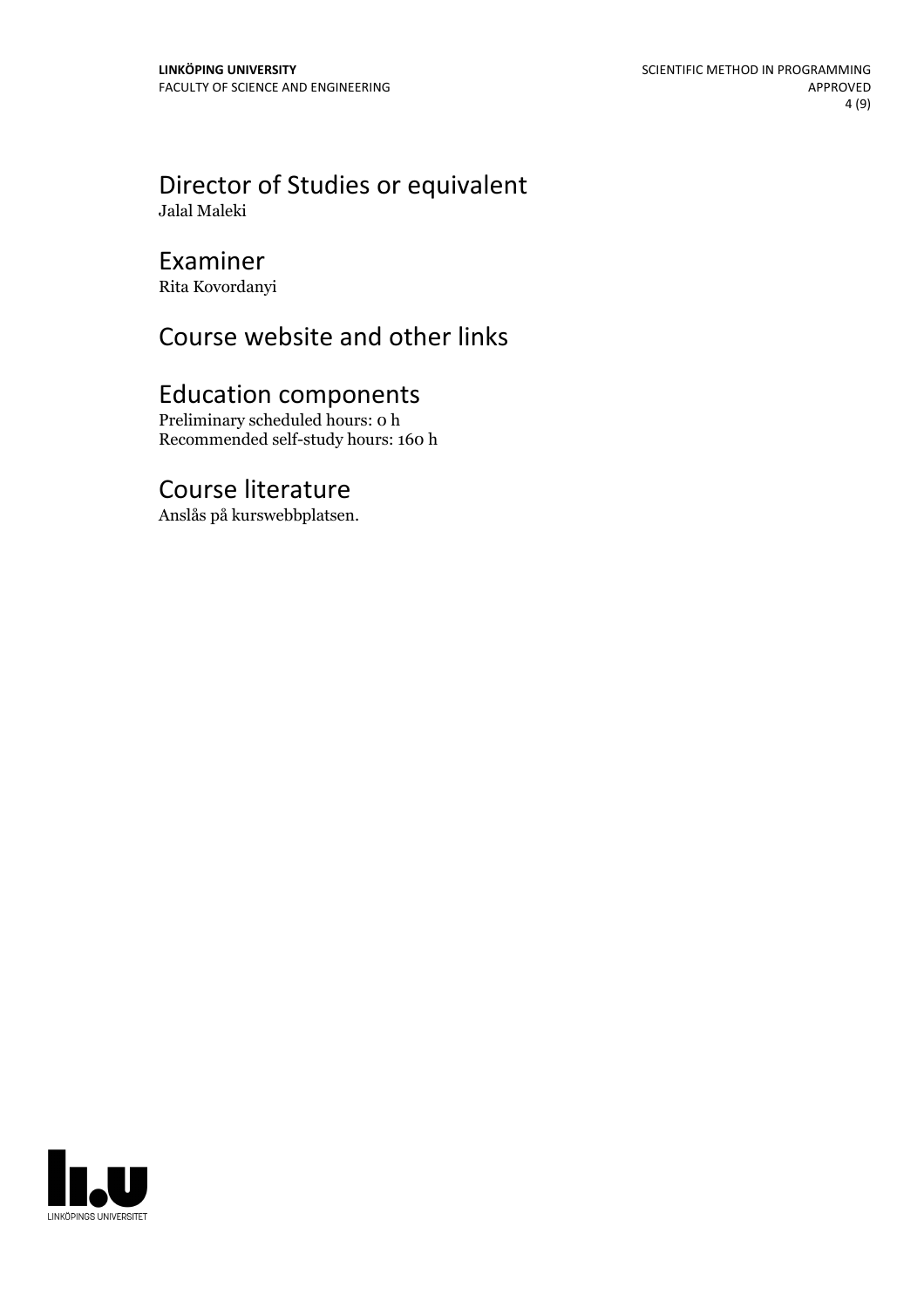## Director of Studies or equivalent

Jalal Maleki

## Examiner

Rita Kovordanyi

## Course website and other links

## Education components

Preliminary scheduled hours: 0 h
Recommended self-study hours: 160 h

## Course literature

Anslås på kurswebbplatsen.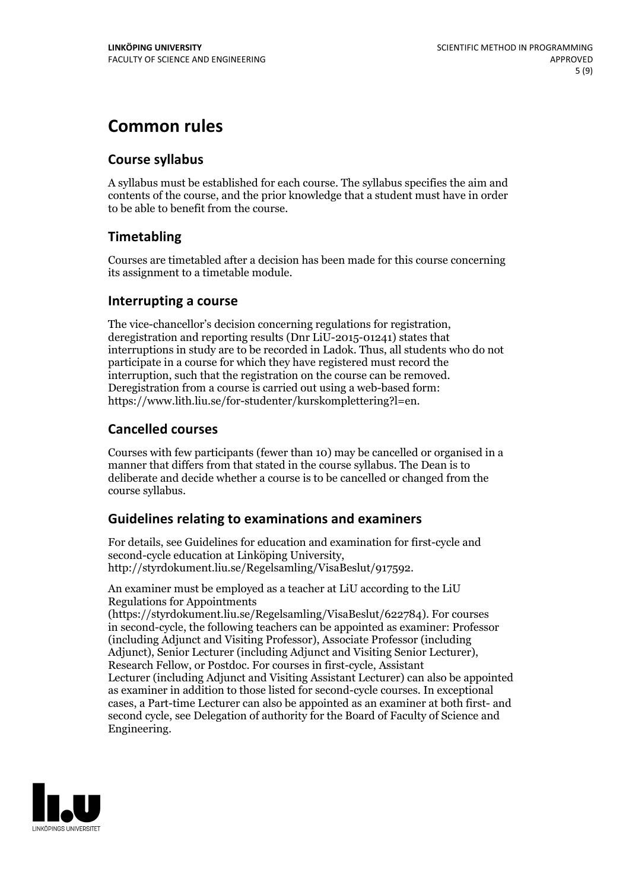# Common rules

## Course syllabus

A syllabus must be established for each course. The syllabus specifies the aim and contents of the course, and the prior knowledge that a student must have in order to be able to benefit from the course.

## Timetabling

Courses are timetabled after a decision has been made for this course concerning its assignment to a timetable module.

## Interrupting a course

The vice-chancellor's decision concerning regulations for registration, deregistration and reporting results (Dnr LiU-2015-01241) states that interruptions in study are to be recorded in Ladok. Thus, all students who do not participate in a course for which they have registered must record the interruption, such that the registration on the course can be removed. Deregistration from a course is carried out using a web-based form: https://www.lith.liu.se/for-studenter/kurskomplettering?l=en.

## Cancelled courses

Courses with few participants (fewer than 10) may be cancelled or organised in a manner that differs from that stated in the course syllabus. The Dean is to deliberate and decide whether a course is to be cancelled or changed from the course syllabus.

## Guidelines relating to examinations and examiners

For details, see Guidelines for education and examination for first-cycle and second-cycle education at Linköping University, http://styrdokument.liu.se/Regelsamling/VisaBeslut/917592.

An examiner must be employed as a teacher at LiU according to the LiU Regulations for Appointments (https://styrdokument.liu.se/Regelsamling/VisaBeslut/622784). For courses in second-cycle, the following teachers can be appointed as examiner: Professor (including Adjunct and Visiting Professor), Associate Professor (including Adjunct), Senior Lecturer (including Adjunct and Visiting Senior Lecturer), Research Fellow, or Postdoc. For courses in first-cycle, Assistant Lecturer (including Adjunct and Visiting Assistant Lecturer) can also be appointed as examiner in addition to those listed for second-cycle courses. In exceptional cases, a Part-time Lecturer can also be appointed as an examiner at both first- and second cycle, see Delegation of authority for the Board of Faculty of Science and Engineering.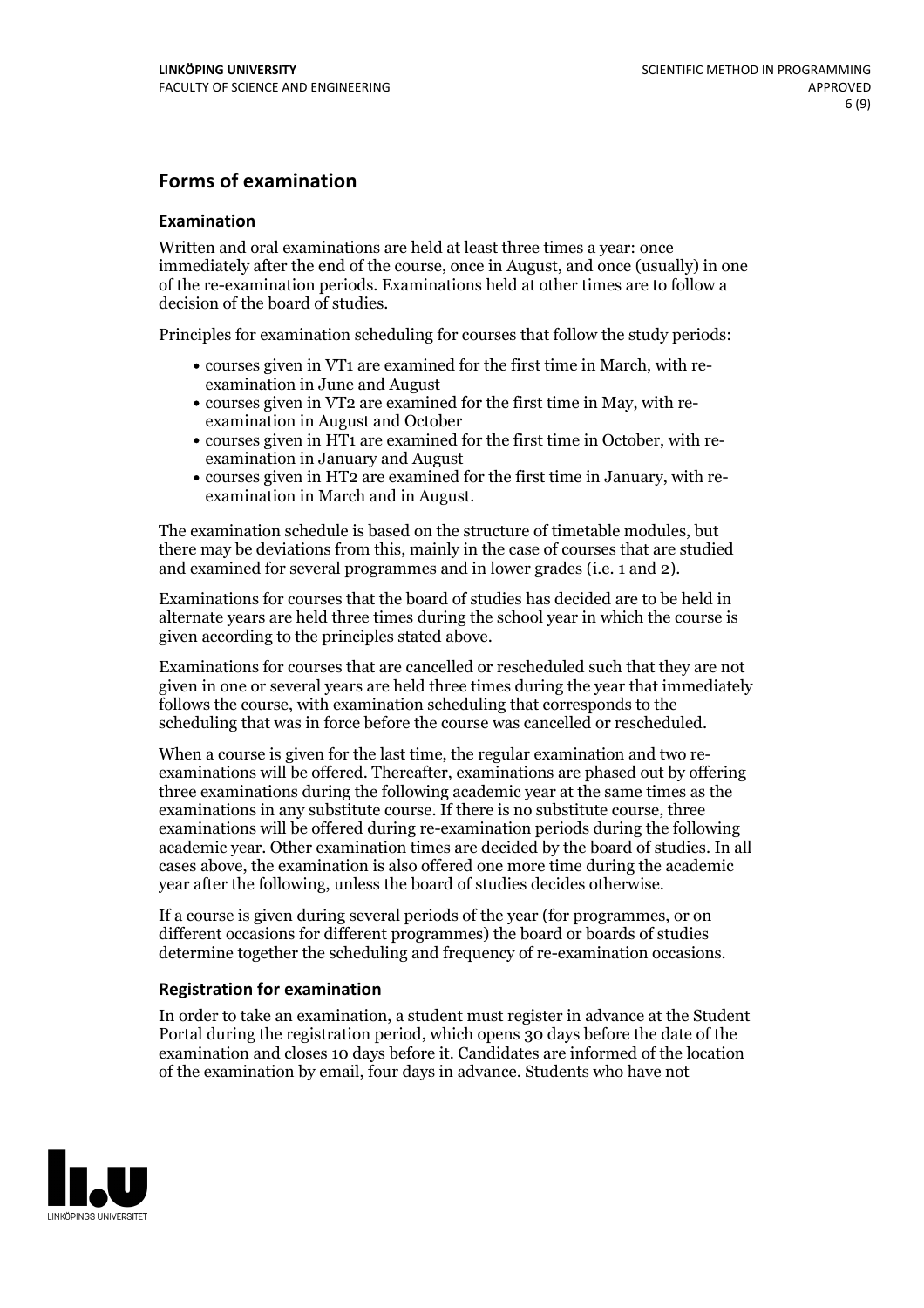## Forms of examination

### Examination

Written and oral examinations are held at least three times a year: once immediately after the end of the course, once in August, and once (usually) in one of the re-examination periods. Examinations held at other times are to follow a decision of the board of studies.

Principles for examination scheduling for courses that follow the study periods:

- courses given in VT1 are examined for the first time in March, with re-examination in June and August
- courses given in VT2 are examined for the first time in May, with re-examination in August and October
- courses given in HT1 are examined for the first time in October, with re-examination in January and August
- courses given in HT2 are examined for the first time in January, with re-examination in March and in August.

The examination schedule is based on the structure of timetable modules, but there may be deviations from this, mainly in the case of courses that are studied and examined for several programmes and in lower grades (i.e. 1 and 2).

Examinations for courses that the board of studies has decided are to be held in alternate years are held three times during the school year in which the course is given according to the principles stated above.

Examinations for courses that are cancelled or rescheduled such that they are not given in one or several years are held three times during the year that immediately follows the course, with examination scheduling that corresponds to the scheduling that was in force before the course was cancelled or rescheduled.

When a course is given for the last time, the regular examination and two re-examinations will be offered. Thereafter, examinations are phased out by offering three examinations during the following academic year at the same times as the examinations in any substitute course. If there is no substitute course, three examinations will be offered during re-examination periods during the following academic year. Other examination times are decided by the board of studies. In all cases above, the examination is also offered one more time during the academic year after the following, unless the board of studies decides otherwise.

If a course is given during several periods of the year (for programmes, or on different occasions for different programmes) the board or boards of studies determine together the scheduling and frequency of re-examination occasions.

### Registration for examination

In order to take an examination, a student must register in advance at the Student Portal during the registration period, which opens 30 days before the date of the examination and closes 10 days before it. Candidates are informed of the location of the examination by email, four days in advance. Students who have not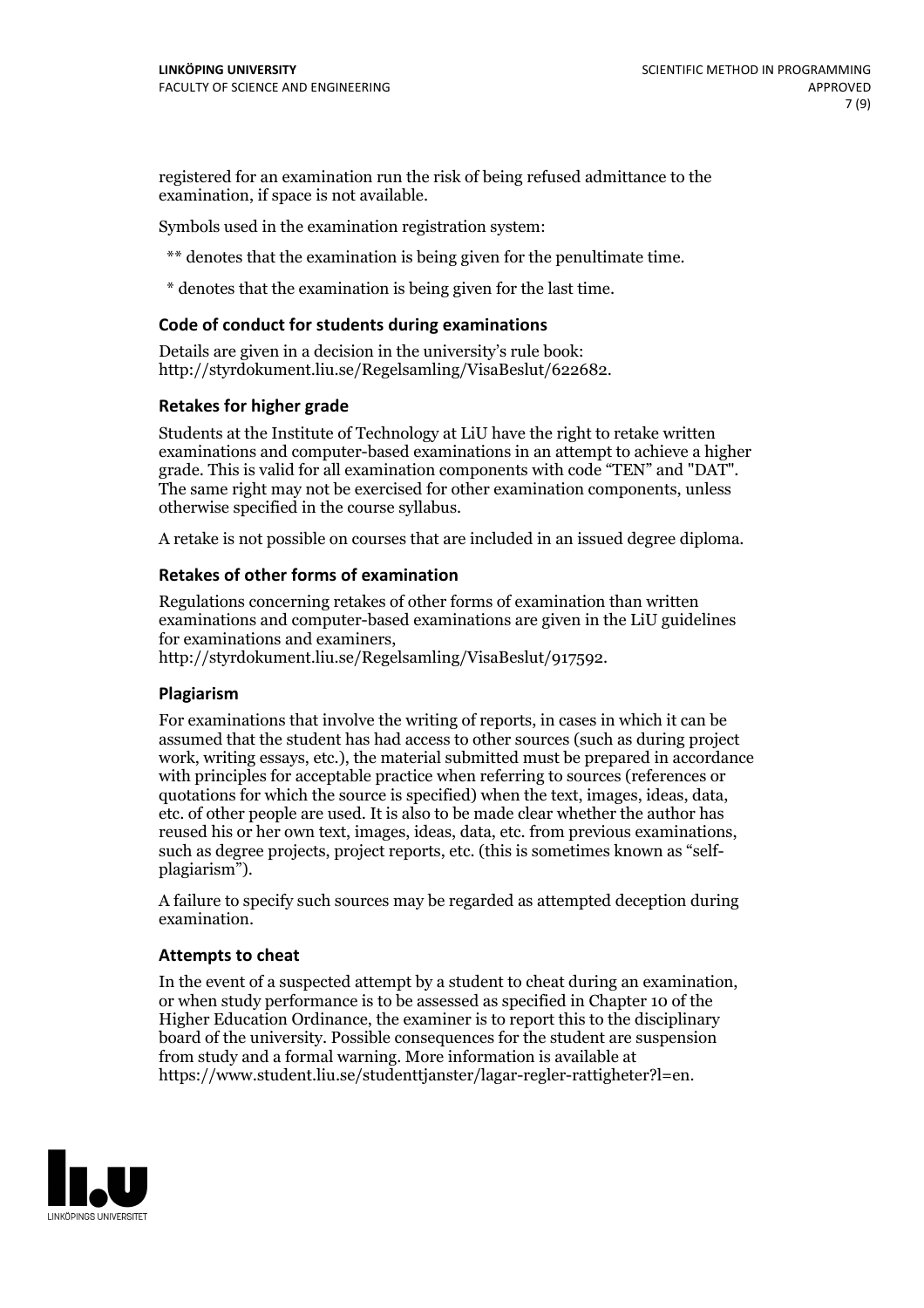registered for an examination run the risk of being refused admittance to the examination, if space is not available.

Symbols used in the examination registration system:

** denotes that the examination is being given for the penultimate time.

* denotes that the examination is being given for the last time.

### Code of conduct for students during examinations

Details are given in a decision in the university's rule book: http://styrdokument.liu.se/Regelsamling/VisaBeslut/622682.

### Retakes for higher grade

Students at the Institute of Technology at LiU have the right to retake written examinations and computer-based examinations in an attempt to achieve a higher grade. This is valid for all examination components with code "TEN" and "DAT". The same right may not be exercised for other examination components, unless otherwise specified in the course syllabus.

A retake is not possible on courses that are included in an issued degree diploma.

### Retakes of other forms of examination

Regulations concerning retakes of other forms of examination than written examinations and computer-based examinations are given in the LiU guidelines for examinations and examiners, http://styrdokument.liu.se/Regelsamling/VisaBeslut/917592.

### Plagiarism

For examinations that involve the writing of reports, in cases in which it can be assumed that the student has had access to other sources (such as during project work, writing essays, etc.), the material submitted must be prepared in accordance with principles for acceptable practice when referring to sources (references or quotations for which the source is specified) when the text, images, ideas, data, etc. of other people are used. It is also to be made clear whether the author has reused his or her own text, images, ideas, data, etc. from previous examinations, such as degree projects, project reports, etc. (this is sometimes known as "self-plagiarism").

A failure to specify such sources may be regarded as attempted deception during examination.

### Attempts to cheat

In the event of a suspected attempt by a student to cheat during an examination, or when study performance is to be assessed as specified in Chapter 10 of the Higher Education Ordinance, the examiner is to report this to the disciplinary board of the university. Possible consequences for the student are suspension from study and a formal warning. More information is available at https://www.student.liu.se/studenttjanster/lagar-regler-rattigheter?l=en.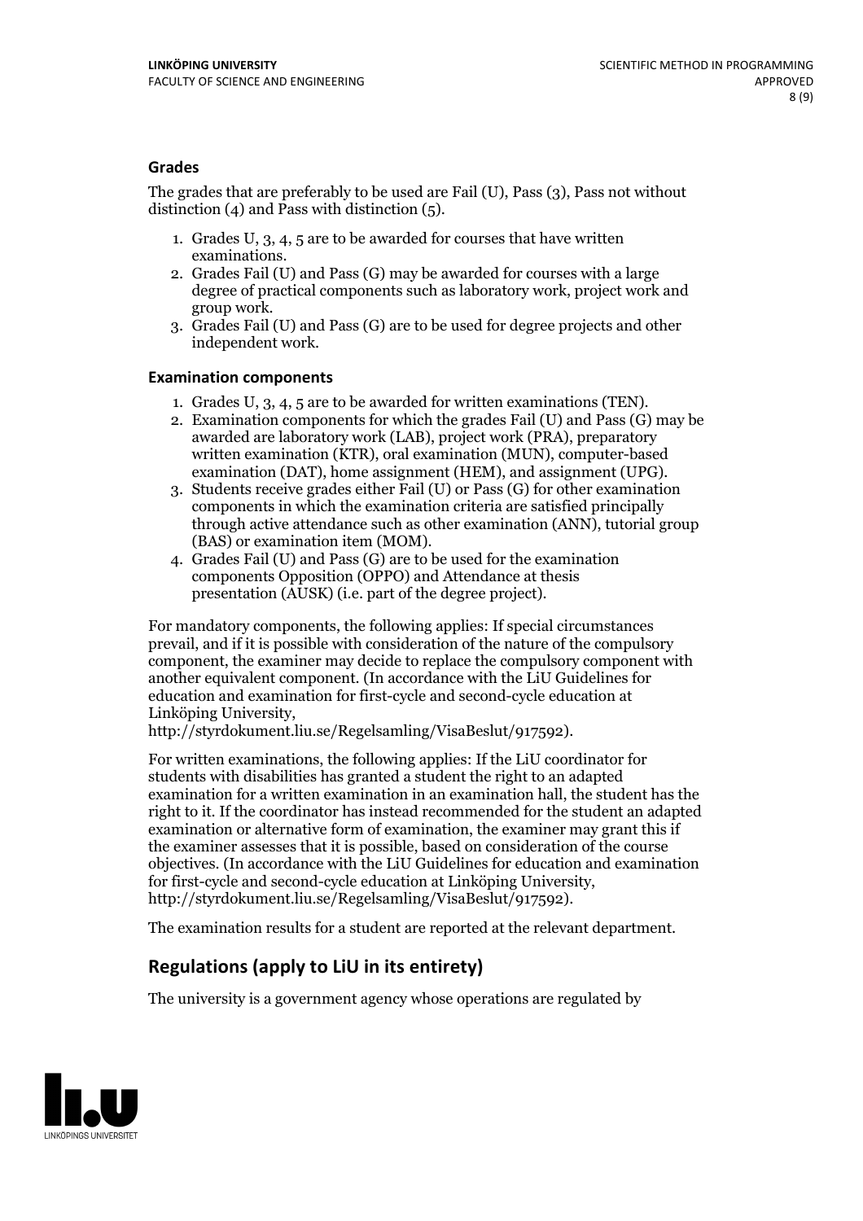### Grades

The grades that are preferably to be used are Fail (U), Pass (3), Pass not without distinction (4) and Pass with distinction (5).

1. Grades U, 3, 4, 5 are to be awarded for courses that have written examinations.
2. Grades Fail (U) and Pass (G) may be awarded for courses with a large degree of practical components such as laboratory work, project work and group work.
3. Grades Fail (U) and Pass (G) are to be used for degree projects and other independent work.

### Examination components

1. Grades U, 3, 4, 5 are to be awarded for written examinations (TEN).
2. Examination components for which the grades Fail (U) and Pass (G) may be awarded are laboratory work (LAB), project work (PRA), preparatory written examination (KTR), oral examination (MUN), computer-based examination (DAT), home assignment (HEM), and assignment (UPG).
3. Students receive grades either Fail (U) or Pass (G) for other examination components in which the examination criteria are satisfied principally through active attendance such as other examination (ANN), tutorial group (BAS) or examination item (MOM).
4. Grades Fail (U) and Pass (G) are to be used for the examination components Opposition (OPPO) and Attendance at thesis presentation (AUSK) (i.e. part of the degree project).

For mandatory components, the following applies: If special circumstances prevail, and if it is possible with consideration of the nature of the compulsory component, the examiner may decide to replace the compulsory component with another equivalent component. (In accordance with the LiU Guidelines for education and examination for first-cycle and second-cycle education at Linköping University, http://styrdokument.liu.se/Regelsamling/VisaBeslut/917592).

For written examinations, the following applies: If the LiU coordinator for students with disabilities has granted a student the right to an adapted examination for a written examination in an examination hall, the student has the right to it. If the coordinator has instead recommended for the student an adapted examination or alternative form of examination, the examiner may grant this if the examiner assesses that it is possible, based on consideration of the course objectives. (In accordance with the LiU Guidelines for education and examination for first-cycle and second-cycle education at Linköping University, http://styrdokument.liu.se/Regelsamling/VisaBeslut/917592).

The examination results for a student are reported at the relevant department.

## Regulations (apply to LiU in its entirety)

The university is a government agency whose operations are regulated by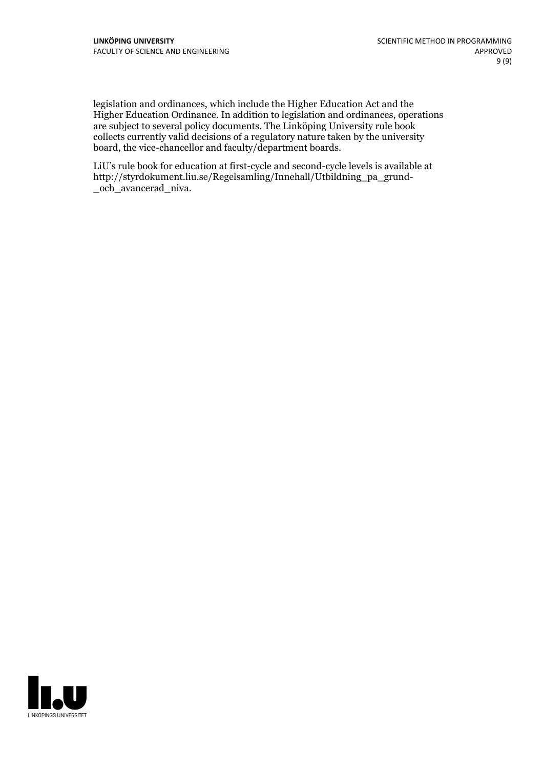legislation and ordinances, which include the Higher Education Act and the Higher Education Ordinance. In addition to legislation and ordinances, operations are subject to several policy documents. The Linköping University rule book collects currently valid decisions of a regulatory nature taken by the university board, the vice-chancellor and faculty/department boards.

LiU's rule book for education at first-cycle and second-cycle levels is available at http://styrdokument.liu.se/Regelsamling/Innehall/Utbildning_pa_grund-_och_avancerad_niva.